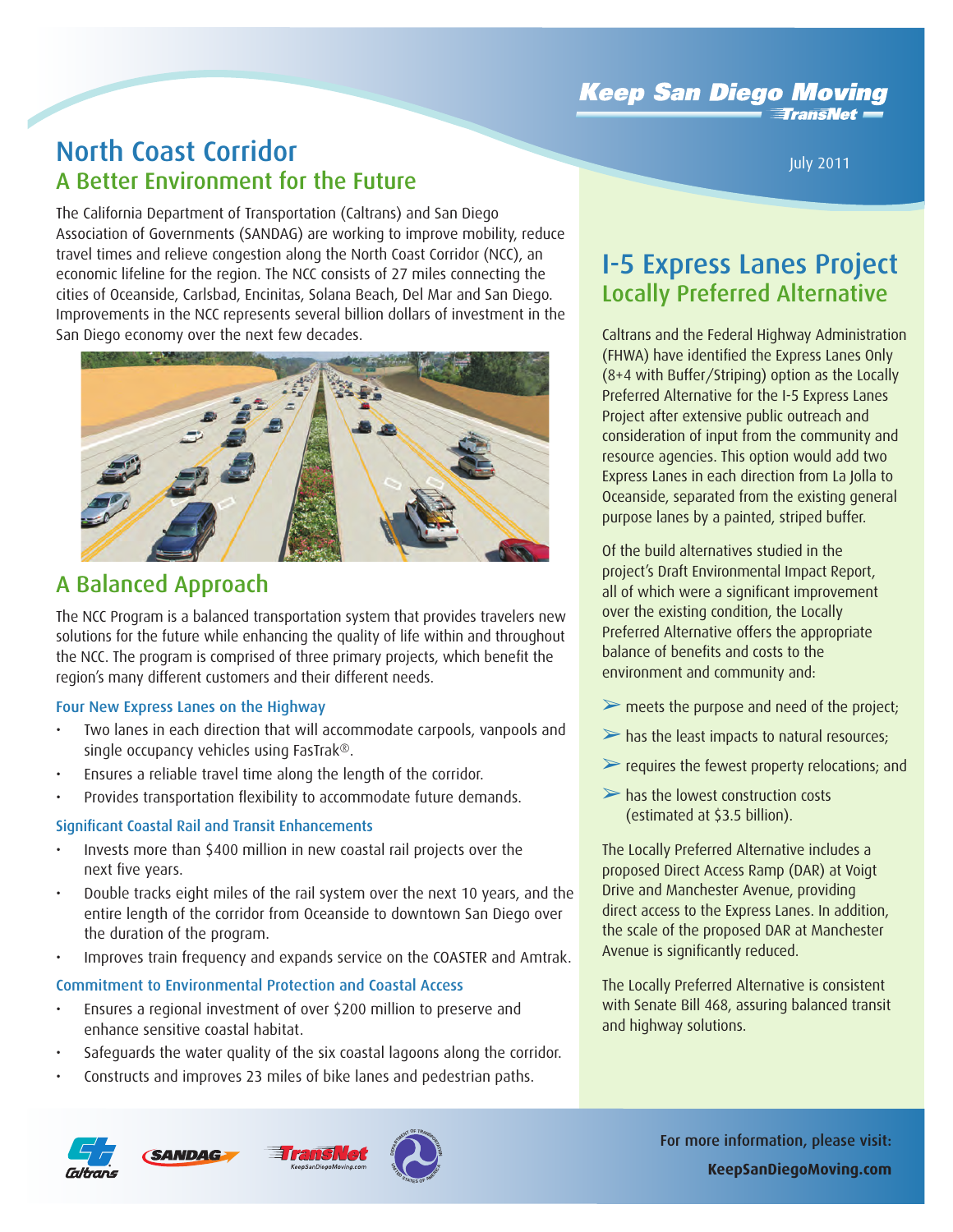Keep San Diego Moving
TransNet

July 2011

# North Coast Corridor

## A Better Environment for the Future

The California Department of Transportation (Caltrans) and San Diego Association of Governments (SANDAG) are working to improve mobility, reduce travel times and relieve congestion along the North Coast Corridor (NCC), an economic lifeline for the region. The NCC consists of 27 miles connecting the cities of Oceanside, Carlsbad, Encinitas, Solana Beach, Del Mar and San Diego. Improvements in the NCC represents several billion dollars of investment in the San Diego economy over the next few decades.

## A Balanced Approach

The NCC Program is a balanced transportation system that provides travelers new solutions for the future while enhancing the quality of life within and throughout the NCC. The program is comprised of three primary projects, which benefit the region's many different customers and their different needs.

### Four New Express Lanes on the Highway

- Two lanes in each direction that will accommodate carpools, vanpools and single occupancy vehicles using FasTrak®.
- Ensures a reliable travel time along the length of the corridor.
- Provides transportation flexibility to accommodate future demands.

### Significant Coastal Rail and Transit Enhancements

- Invests more than $400 million in new coastal rail projects over the next five years.
- Double tracks eight miles of the rail system over the next 10 years, and the entire length of the corridor from Oceanside to downtown San Diego over the duration of the program.
- Improves train frequency and expands service on the COASTER and Amtrak.

### Commitment to Environmental Protection and Coastal Access

- Ensures a regional investment of over $200 million to preserve and enhance sensitive coastal habitat.
- Safeguards the water quality of the six coastal lagoons along the corridor.
- Constructs and improves 23 miles of bike lanes and pedestrian paths.

# I-5 Express Lanes Project

## Locally Preferred Alternative

Caltrans and the Federal Highway Administration (FHWA) have identified the Express Lanes Only (8+4 with Buffer/Striping) option as the Locally Preferred Alternative for the I-5 Express Lanes Project after extensive public outreach and consideration of input from the community and resource agencies. This option would add two Express Lanes in each direction from La Jolla to Oceanside, separated from the existing general purpose lanes by a painted, striped buffer.

Of the build alternatives studied in the project's Draft Environmental Impact Report, all of which were a significant improvement over the existing condition, the Locally Preferred Alternative offers the appropriate balance of benefits and costs to the environment and community and:

- meets the purpose and need of the project;
- has the least impacts to natural resources;
- requires the fewest property relocations; and
- has the lowest construction costs (estimated at $3.5 billion).

The Locally Preferred Alternative includes a proposed Direct Access Ramp (DAR) at Voigt Drive and Manchester Avenue, providing direct access to the Express Lanes. In addition, the scale of the proposed DAR at Manchester Avenue is significantly reduced.

The Locally Preferred Alternative is consistent with Senate Bill 468, assuring balanced transit and highway solutions.

**For more information, please visit:**
**KeepSanDiegoMoving.com**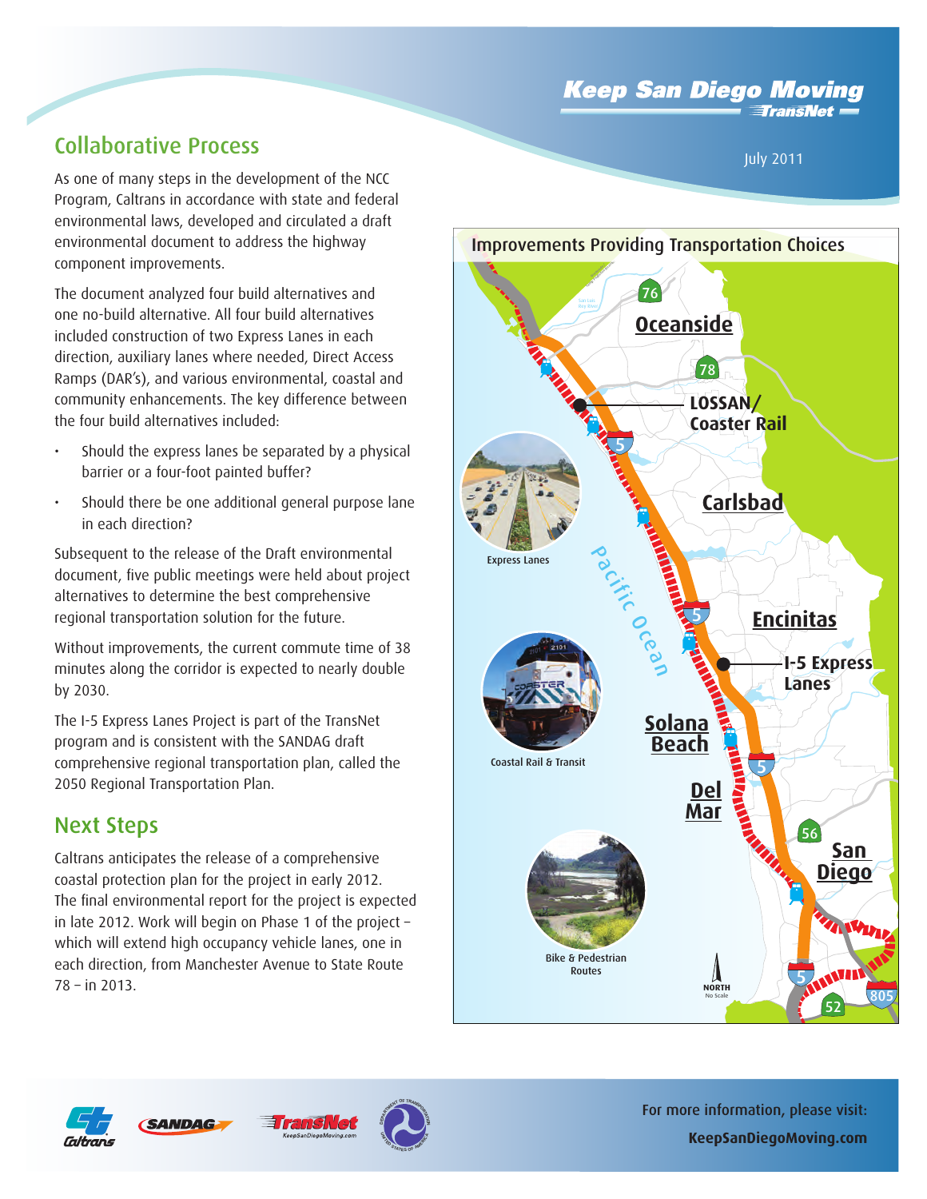# Keep San Diego Moving

TransNet

July 2011

## Collaborative Process

As one of many steps in the development of the NCC Program, Caltrans in accordance with state and federal environmental laws, developed and circulated a draft environmental document to address the highway component improvements.

The document analyzed four build alternatives and one no-build alternative. All four build alternatives included construction of two Express Lanes in each direction, auxiliary lanes where needed, Direct Access Ramps (DAR's), and various environmental, coastal and community enhancements. The key difference between the four build alternatives included:

- Should the express lanes be separated by a physical barrier or a four-foot painted buffer?
- Should there be one additional general purpose lane in each direction?

Subsequent to the release of the Draft environmental document, five public meetings were held about project alternatives to determine the best comprehensive regional transportation solution for the future.

Without improvements, the current commute time of 38 minutes along the corridor is expected to nearly double by 2030.

The I-5 Express Lanes Project is part of the TransNet program and is consistent with the SANDAG draft comprehensive regional transportation plan, called the 2050 Regional Transportation Plan.

## Next Steps

Caltrans anticipates the release of a comprehensive coastal protection plan for the project in early 2012. The final environmental report for the project is expected in late 2012. Work will begin on Phase 1 of the project – which will extend high occupancy vehicle lanes, one in each direction, from Manchester Avenue to State Route 78 – in 2013.

## Improvements Providing Transportation Choices

Oceanside
LOSSAN/ Coaster Rail
Carlsbad
Encinitas
I-5 Express Lanes
Solana Beach
Del Mar
San Diego
Pacific Ocean
76
78
5
56
52
805
NORTH
No Scale

Express Lanes

Coastal Rail & Transit

Bike & Pedestrian Routes

For more information, please visit:
**KeepSanDiegoMoving.com**